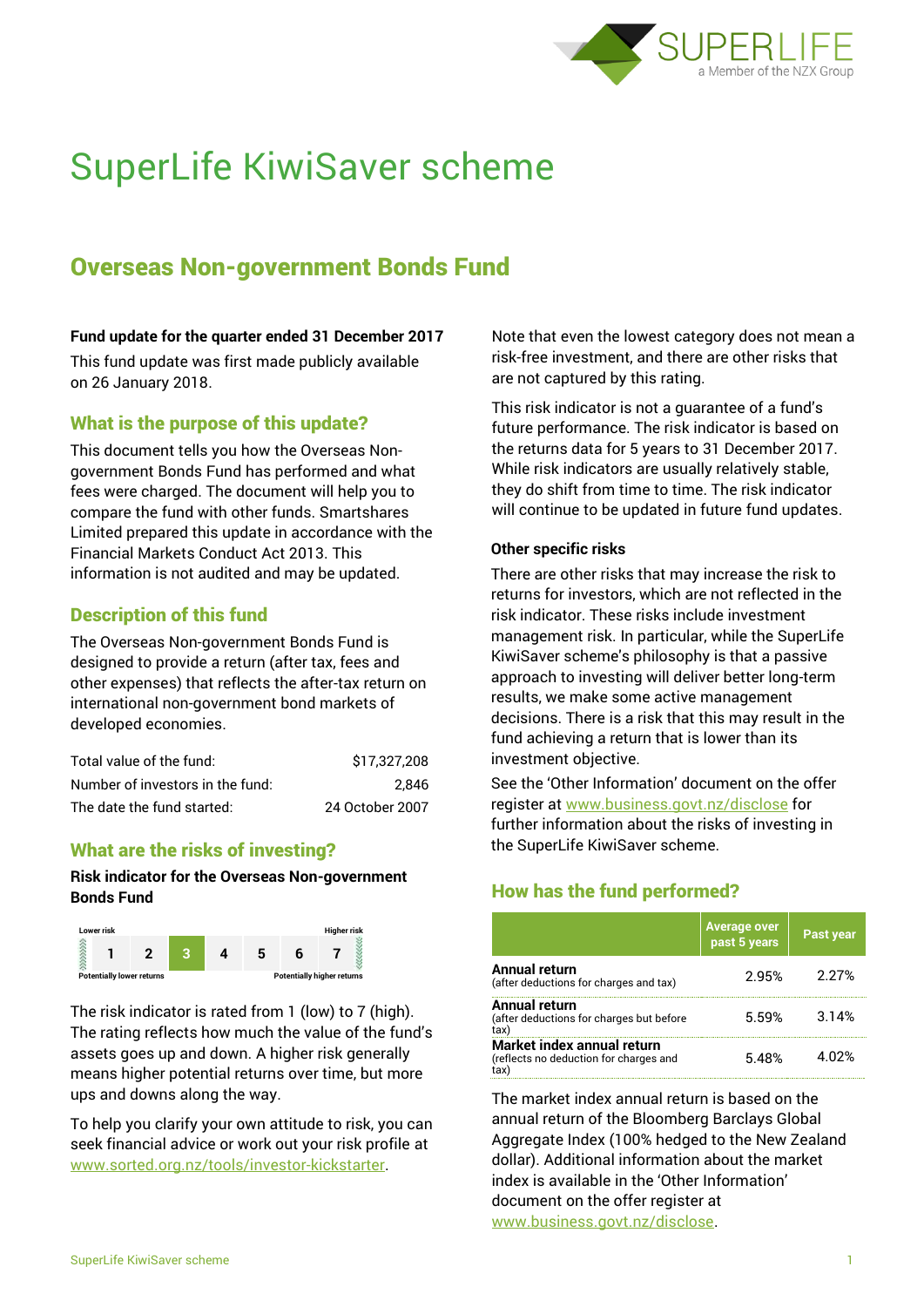# SuperLife KiwiSaver scheme

## Overseas Non-government Bonds Fund

**Fund update for the quarter ended 31 December 2017**

This fund update was first made publicly available on 26 January 2018.

### What is the purpose of this update?

This document tells you how the Overseas Non-government Bonds Fund has performed and what fees were charged. The document will help you to compare the fund with other funds. Smartshares Limited prepared this update in accordance with the Financial Markets Conduct Act 2013. This information is not audited and may be updated.

### Description of this fund

The Overseas Non-government Bonds Fund is designed to provide a return (after tax, fees and other expenses) that reflects the after-tax return on international non-government bond markets of developed economies.

| | |
|---|---|
| Total value of the fund: | $17,327,208 |
| Number of investors in the fund: | 2,846 |
| The date the fund started: | 24 October 2007 |

### What are the risks of investing?

**Risk indicator for the Overseas Non-government Bonds Fund**

| Lower risk | | | | | | Higher risk |
|---|---|---|---|---|---|---|
| 1 | 2 | **3** | 4 | 5 | 6 | 7 |
| Potentially lower returns | | | | | | Potentially higher returns |

The risk indicator is rated from 1 (low) to 7 (high). The rating reflects how much the value of the fund's assets goes up and down. A higher risk generally means higher potential returns over time, but more ups and downs along the way.

To help you clarify your own attitude to risk, you can seek financial advice or work out your risk profile at www.sorted.org.nz/tools/investor-kickstarter.

Note that even the lowest category does not mean a risk-free investment, and there are other risks that are not captured by this rating.

This risk indicator is not a guarantee of a fund's future performance. The risk indicator is based on the returns data for 5 years to 31 December 2017. While risk indicators are usually relatively stable, they do shift from time to time. The risk indicator will continue to be updated in future fund updates.

**Other specific risks**

There are other risks that may increase the risk to returns for investors, which are not reflected in the risk indicator. These risks include investment management risk. In particular, while the SuperLife KiwiSaver scheme's philosophy is that a passive approach to investing will deliver better long-term results, we make some active management decisions. There is a risk that this may result in the fund achieving a return that is lower than its investment objective.

See the 'Other Information' document on the offer register at www.business.govt.nz/disclose for further information about the risks of investing in the SuperLife KiwiSaver scheme.

### How has the fund performed?

| | Average over past 5 years | Past year |
|---|---|---|
| **Annual return** (after deductions for charges and tax) | 2.95% | 2.27% |
| **Annual return** (after deductions for charges but before tax) | 5.59% | 3.14% |
| **Market index annual return** (reflects no deduction for charges and tax) | 5.48% | 4.02% |

The market index annual return is based on the annual return of the Bloomberg Barclays Global Aggregate Index (100% hedged to the New Zealand dollar). Additional information about the market index is available in the 'Other Information' document on the offer register at www.business.govt.nz/disclose.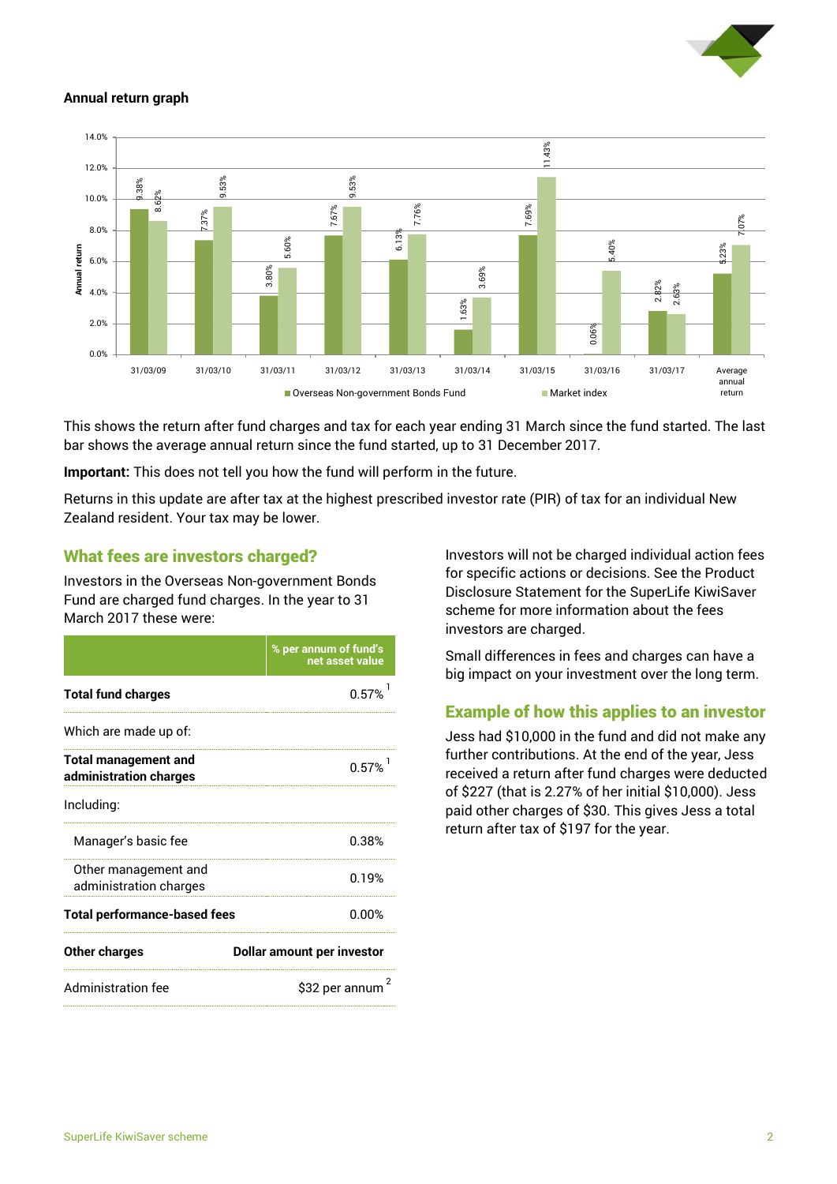**Annual return graph**

| | Overseas Non-government Bonds Fund | Market index |
|---|---|---|
| 31/03/09 | 9.38% | 8.62% |
| 31/03/10 | 7.37% | 9.53% |
| 31/03/11 | 3.80% | 5.60% |
| 31/03/12 | 7.67% | 9.53% |
| 31/03/13 | 6.13% | 7.76% |
| 31/03/14 | 1.63% | 3.69% |
| 31/03/15 | 7.69% | 11.43% |
| 31/03/16 | 0.06% | 5.40% |
| 31/03/17 | 2.82% | 2.63% |
| Average annual return | 5.23% | 7.07% |

This shows the return after fund charges and tax for each year ending 31 March since the fund started. The last bar shows the average annual return since the fund started, up to 31 December 2017.

**Important:** This does not tell you how the fund will perform in the future.

Returns in this update are after tax at the highest prescribed investor rate (PIR) of tax for an individual New Zealand resident. Your tax may be lower.

## What fees are investors charged?

Investors in the Overseas Non-government Bonds Fund are charged fund charges. In the year to 31 March 2017 these were:

| | % per annum of fund's net asset value |
|---|---|
| **Total fund charges** | 0.57% [1] |
| Which are made up of: | |
| **Total management and administration charges** | 0.57% [1] |
| Including: | |
| Manager's basic fee | 0.38% |
| Other management and administration charges | 0.19% |
| **Total performance-based fees** | 0.00% |
| **Other charges** | **Dollar amount per investor** |
| Administration fee | $32 per annum [2] |

Investors will not be charged individual action fees for specific actions or decisions. See the Product Disclosure Statement for the SuperLife KiwiSaver scheme for more information about the fees investors are charged.

Small differences in fees and charges can have a big impact on your investment over the long term.

## Example of how this applies to an investor

Jess had $10,000 in the fund and did not make any further contributions. At the end of the year, Jess received a return after fund charges were deducted of $227 (that is 2.27% of her initial $10,000). Jess paid other charges of $30. This gives Jess a total return after tax of $197 for the year.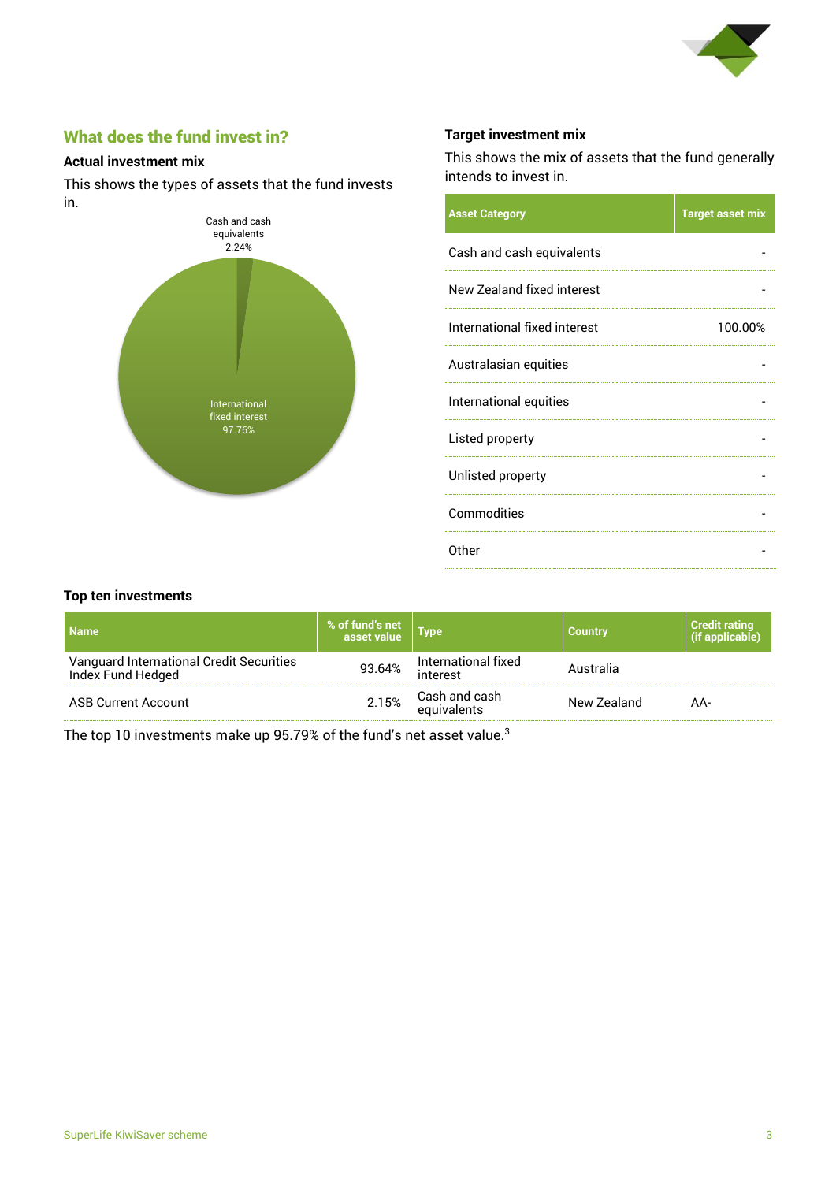## What does the fund invest in?

### Actual investment mix

This shows the types of assets that the fund invests in.

Cash and cash equivalents 2.24%

International fixed interest 97.76%

### Target investment mix

This shows the mix of assets that the fund generally intends to invest in.

| Asset Category | Target asset mix |
|---|---|
| Cash and cash equivalents | - |
| New Zealand fixed interest | - |
| International fixed interest | 100.00% |
| Australasian equities | - |
| International equities | - |
| Listed property | - |
| Unlisted property | - |
| Commodities | - |
| Other | - |

### Top ten investments

| Name | % of fund's net asset value | Type | Country | Credit rating (if applicable) |
|---|---|---|---|---|
| Vanguard International Credit Securities Index Fund Hedged | 93.64% | International fixed interest | Australia | |
| ASB Current Account | 2.15% | Cash and cash equivalents | New Zealand | AA- |

The top 10 investments make up 95.79% of the fund's net asset value.[3]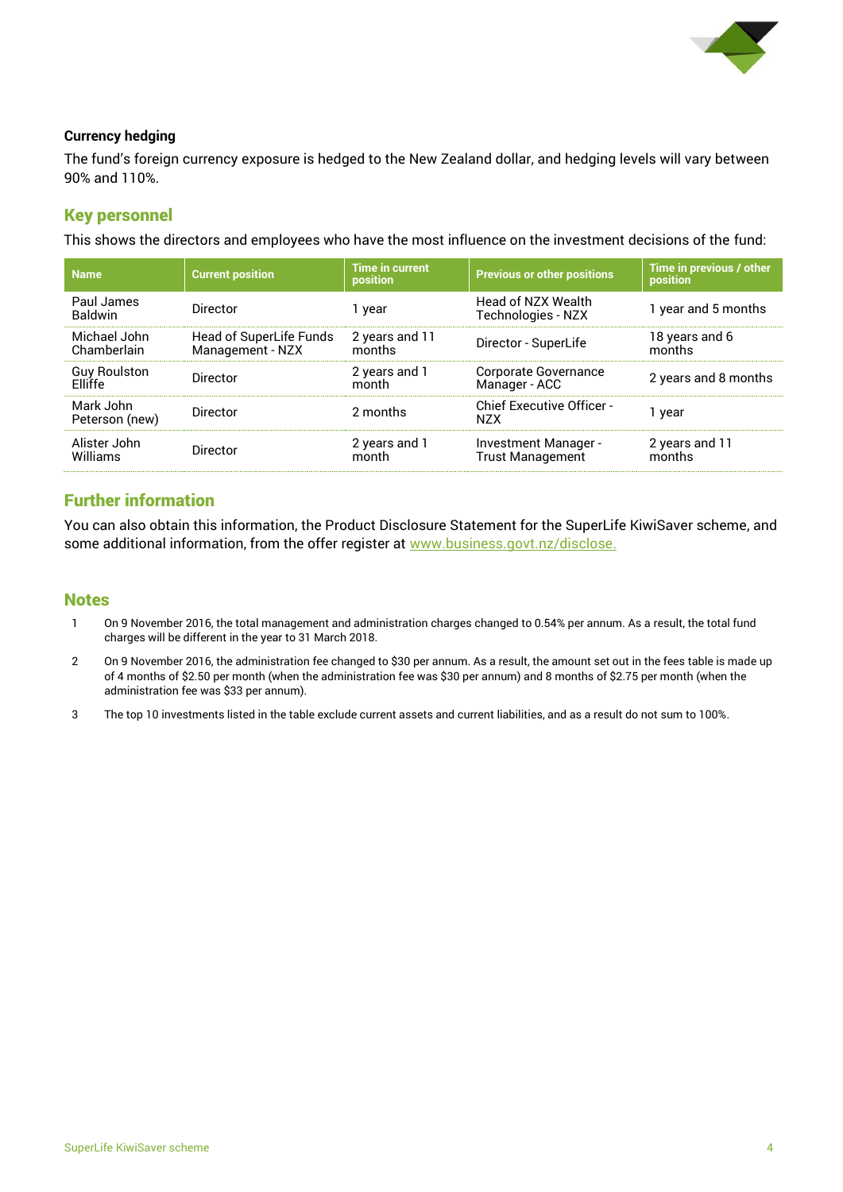**Currency hedging**

The fund's foreign currency exposure is hedged to the New Zealand dollar, and hedging levels will vary between 90% and 110%.

## Key personnel

This shows the directors and employees who have the most influence on the investment decisions of the fund:

| Name | Current position | Time in current position | Previous or other positions | Time in previous / other position |
|---|---|---|---|---|
| Paul James Baldwin | Director | 1 year | Head of NZX Wealth Technologies - NZX | 1 year and 5 months |
| Michael John Chamberlain | Head of SuperLife Funds Management - NZX | 2 years and 11 months | Director - SuperLife | 18 years and 6 months |
| Guy Roulston Elliffe | Director | 2 years and 1 month | Corporate Governance Manager - ACC | 2 years and 8 months |
| Mark John Peterson (new) | Director | 2 months | Chief Executive Officer - NZX | 1 year |
| Alister John Williams | Director | 2 years and 1 month | Investment Manager - Trust Management | 2 years and 11 months |

## Further information

You can also obtain this information, the Product Disclosure Statement for the SuperLife KiwiSaver scheme, and some additional information, from the offer register at www.business.govt.nz/disclose.

## Notes

1. On 9 November 2016, the total management and administration charges changed to 0.54% per annum. As a result, the total fund charges will be different in the year to 31 March 2018.
2. On 9 November 2016, the administration fee changed to $30 per annum. As a result, the amount set out in the fees table is made up of 4 months of $2.50 per month (when the administration fee was $30 per annum) and 8 months of $2.75 per month (when the administration fee was $33 per annum).
3. The top 10 investments listed in the table exclude current assets and current liabilities, and as a result do not sum to 100%.